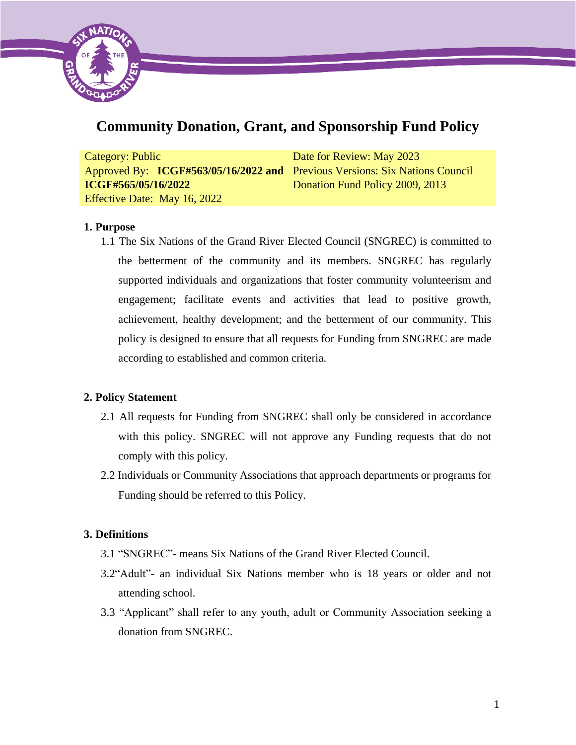# Community Donation, Grant, and Sponsorship Fund Policy

| Category: Public | Date for Review: May 2023 |
|---|---|
| Approved By: **ICGF#563/05/16/2022 and ICGF#565/05/16/2022** | Previous Versions: Six Nations Council Donation Fund Policy 2009, 2013 |
| Effective Date: May 16, 2022 | |

## 1. Purpose

1.1 The Six Nations of the Grand River Elected Council (SNGREC) is committed to the betterment of the community and its members. SNGREC has regularly supported individuals and organizations that foster community volunteerism and engagement; facilitate events and activities that lead to positive growth, achievement, healthy development; and the betterment of our community. This policy is designed to ensure that all requests for Funding from SNGREC are made according to established and common criteria.

## 2. Policy Statement

2.1 All requests for Funding from SNGREC shall only be considered in accordance with this policy. SNGREC will not approve any Funding requests that do not comply with this policy.

2.2 Individuals or Community Associations that approach departments or programs for Funding should be referred to this Policy.

## 3. Definitions

3.1 "SNGREC"- means Six Nations of the Grand River Elected Council.

3.2"Adult"- an individual Six Nations member who is 18 years or older and not attending school.

3.3 "Applicant" shall refer to any youth, adult or Community Association seeking a donation from SNGREC.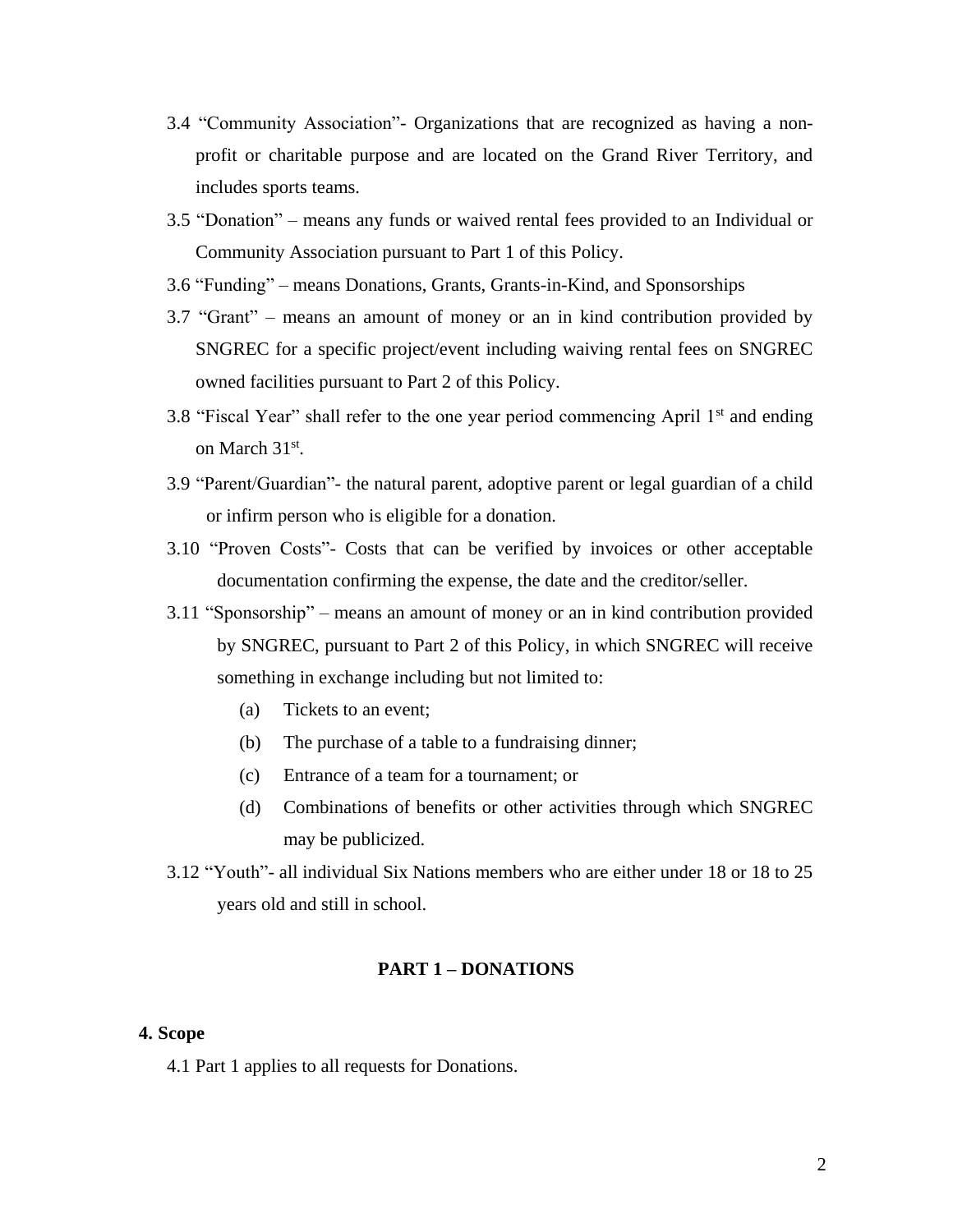3.4 "Community Association"- Organizations that are recognized as having a non-profit or charitable purpose and are located on the Grand River Territory, and includes sports teams.

3.5 "Donation" – means any funds or waived rental fees provided to an Individual or Community Association pursuant to Part 1 of this Policy.

3.6 "Funding" – means Donations, Grants, Grants-in-Kind, and Sponsorships

3.7 "Grant" – means an amount of money or an in kind contribution provided by SNGREC for a specific project/event including waiving rental fees on SNGREC owned facilities pursuant to Part 2 of this Policy.

3.8 "Fiscal Year" shall refer to the one year period commencing April 1st and ending on March 31st.

3.9 "Parent/Guardian"- the natural parent, adoptive parent or legal guardian of a child or infirm person who is eligible for a donation.

3.10 "Proven Costs"- Costs that can be verified by invoices or other acceptable documentation confirming the expense, the date and the creditor/seller.

3.11 "Sponsorship" – means an amount of money or an in kind contribution provided by SNGREC, pursuant to Part 2 of this Policy, in which SNGREC will receive something in exchange including but not limited to:

- (a) Tickets to an event;
- (b) The purchase of a table to a fundraising dinner;
- (c) Entrance of a team for a tournament; or
- (d) Combinations of benefits or other activities through which SNGREC may be publicized.

3.12 "Youth"- all individual Six Nations members who are either under 18 or 18 to 25 years old and still in school.

## PART 1 – DONATIONS

### 4. Scope

4.1 Part 1 applies to all requests for Donations.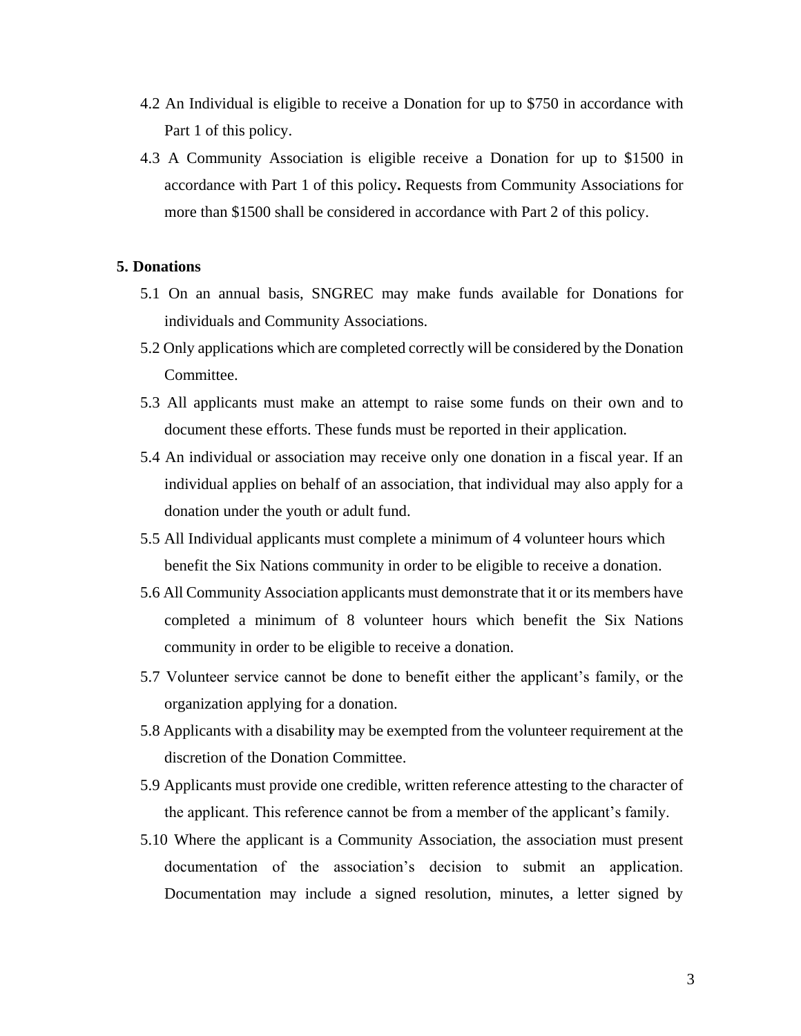4.2 An Individual is eligible to receive a Donation for up to $750 in accordance with Part 1 of this policy.

4.3 A Community Association is eligible receive a Donation for up to $1500 in accordance with Part 1 of this policy**.** Requests from Community Associations for more than $1500 shall be considered in accordance with Part 2 of this policy.

**5. Donations**

5.1 On an annual basis, SNGREC may make funds available for Donations for individuals and Community Associations.

5.2 Only applications which are completed correctly will be considered by the Donation Committee.

5.3 All applicants must make an attempt to raise some funds on their own and to document these efforts. These funds must be reported in their application.

5.4 An individual or association may receive only one donation in a fiscal year. If an individual applies on behalf of an association, that individual may also apply for a donation under the youth or adult fund.

5.5 All Individual applicants must complete a minimum of 4 volunteer hours which benefit the Six Nations community in order to be eligible to receive a donation.

5.6 All Community Association applicants must demonstrate that it or its members have completed a minimum of 8 volunteer hours which benefit the Six Nations community in order to be eligible to receive a donation.

5.7 Volunteer service cannot be done to benefit either the applicant's family, or the organization applying for a donation.

5.8 Applicants with a disability may be exempted from the volunteer requirement at the discretion of the Donation Committee.

5.9 Applicants must provide one credible, written reference attesting to the character of the applicant. This reference cannot be from a member of the applicant's family.

5.10 Where the applicant is a Community Association, the association must present documentation of the association's decision to submit an application. Documentation may include a signed resolution, minutes, a letter signed by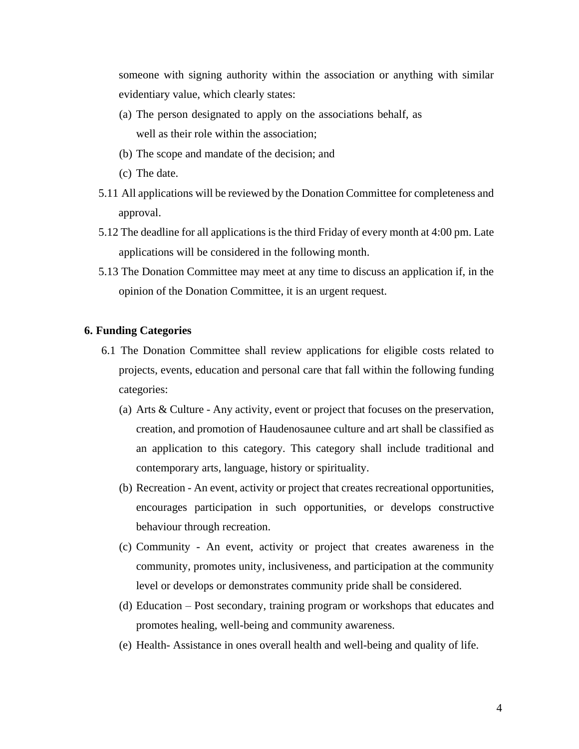someone with signing authority within the association or anything with similar evidentiary value, which clearly states:

(a) The person designated to apply on the associations behalf, as well as their role within the association;

(b) The scope and mandate of the decision; and

(c) The date.

5.11 All applications will be reviewed by the Donation Committee for completeness and approval.

5.12 The deadline for all applications is the third Friday of every month at 4:00 pm. Late applications will be considered in the following month.

5.13 The Donation Committee may meet at any time to discuss an application if, in the opinion of the Donation Committee, it is an urgent request.

**6. Funding Categories**

6.1 The Donation Committee shall review applications for eligible costs related to projects, events, education and personal care that fall within the following funding categories:

(a) Arts & Culture - Any activity, event or project that focuses on the preservation, creation, and promotion of Haudenosaunee culture and art shall be classified as an application to this category. This category shall include traditional and contemporary arts, language, history or spirituality.

(b) Recreation - An event, activity or project that creates recreational opportunities, encourages participation in such opportunities, or develops constructive behaviour through recreation.

(c) Community - An event, activity or project that creates awareness in the community, promotes unity, inclusiveness, and participation at the community level or develops or demonstrates community pride shall be considered.

(d) Education – Post secondary, training program or workshops that educates and promotes healing, well-being and community awareness.

(e) Health- Assistance in ones overall health and well-being and quality of life.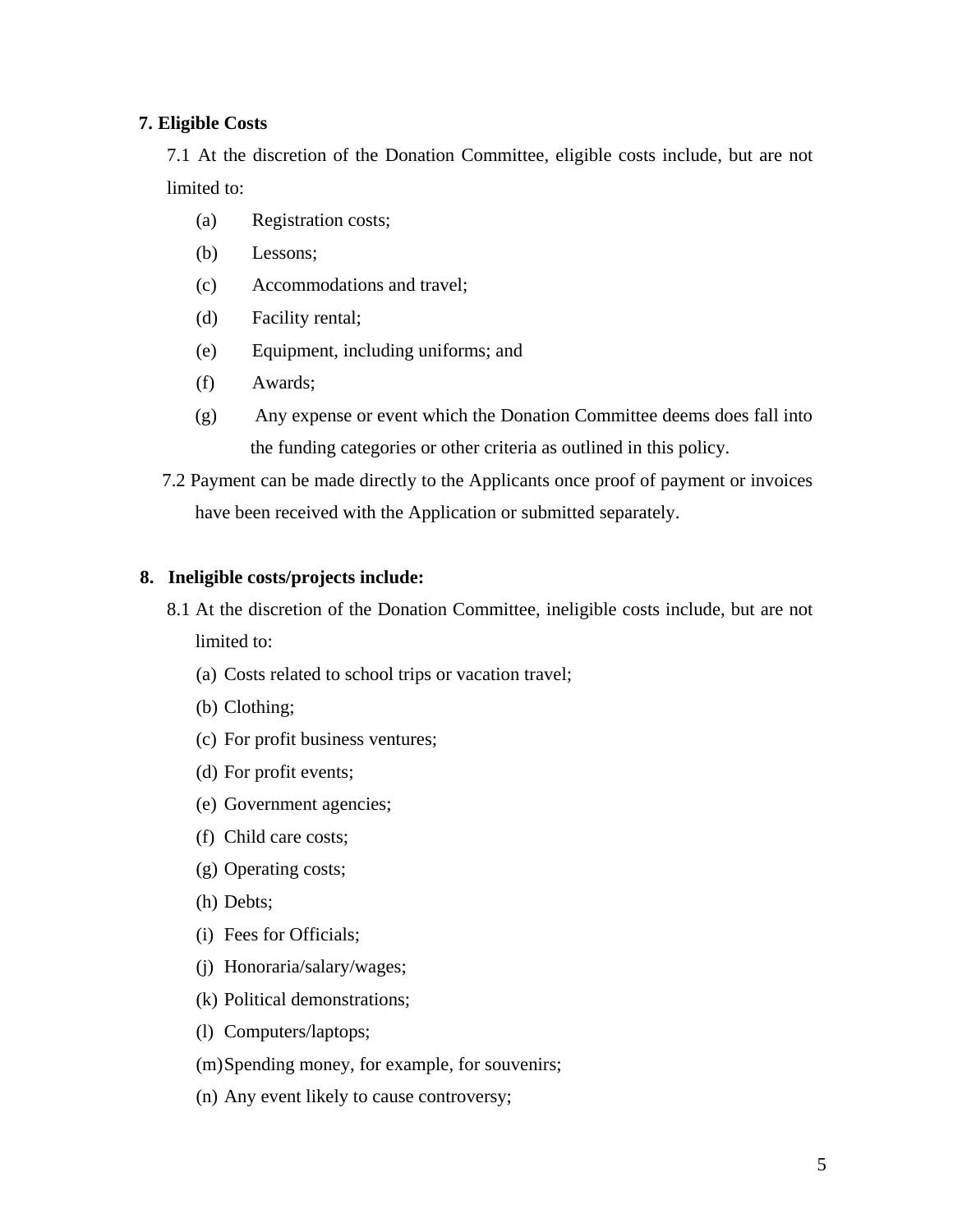**7. Eligible Costs**

7.1 At the discretion of the Donation Committee, eligible costs include, but are not limited to:

(a) Registration costs;

(b) Lessons;

(c) Accommodations and travel;

(d) Facility rental;

(e) Equipment, including uniforms; and

(f) Awards;

(g) Any expense or event which the Donation Committee deems does fall into the funding categories or other criteria as outlined in this policy.

7.2 Payment can be made directly to the Applicants once proof of payment or invoices have been received with the Application or submitted separately.

**8. Ineligible costs/projects include:**

8.1 At the discretion of the Donation Committee, ineligible costs include, but are not limited to:

(a) Costs related to school trips or vacation travel;

(b) Clothing;

(c) For profit business ventures;

(d) For profit events;

(e) Government agencies;

(f) Child care costs;

(g) Operating costs;

(h) Debts;

(i) Fees for Officials;

(j) Honoraria/salary/wages;

(k) Political demonstrations;

(l) Computers/laptops;

(m) Spending money, for example, for souvenirs;

(n) Any event likely to cause controversy;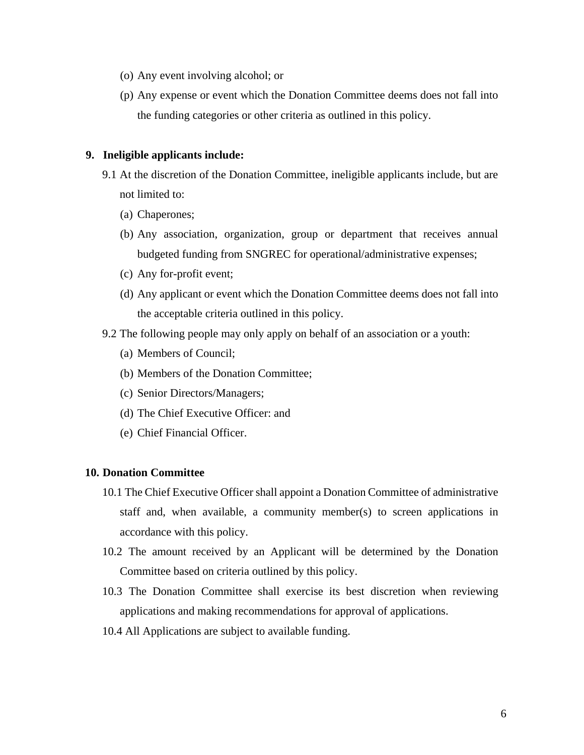(o) Any event involving alcohol; or

(p) Any expense or event which the Donation Committee deems does not fall into the funding categories or other criteria as outlined in this policy.

**9. Ineligible applicants include:**

9.1 At the discretion of the Donation Committee, ineligible applicants include, but are not limited to:

(a) Chaperones;

(b) Any association, organization, group or department that receives annual budgeted funding from SNGREC for operational/administrative expenses;

(c) Any for-profit event;

(d) Any applicant or event which the Donation Committee deems does not fall into the acceptable criteria outlined in this policy.

9.2 The following people may only apply on behalf of an association or a youth:

(a) Members of Council;

(b) Members of the Donation Committee;

(c) Senior Directors/Managers;

(d) The Chief Executive Officer: and

(e) Chief Financial Officer.

**10. Donation Committee**

10.1 The Chief Executive Officer shall appoint a Donation Committee of administrative staff and, when available, a community member(s) to screen applications in accordance with this policy.

10.2 The amount received by an Applicant will be determined by the Donation Committee based on criteria outlined by this policy.

10.3 The Donation Committee shall exercise its best discretion when reviewing applications and making recommendations for approval of applications.

10.4 All Applications are subject to available funding.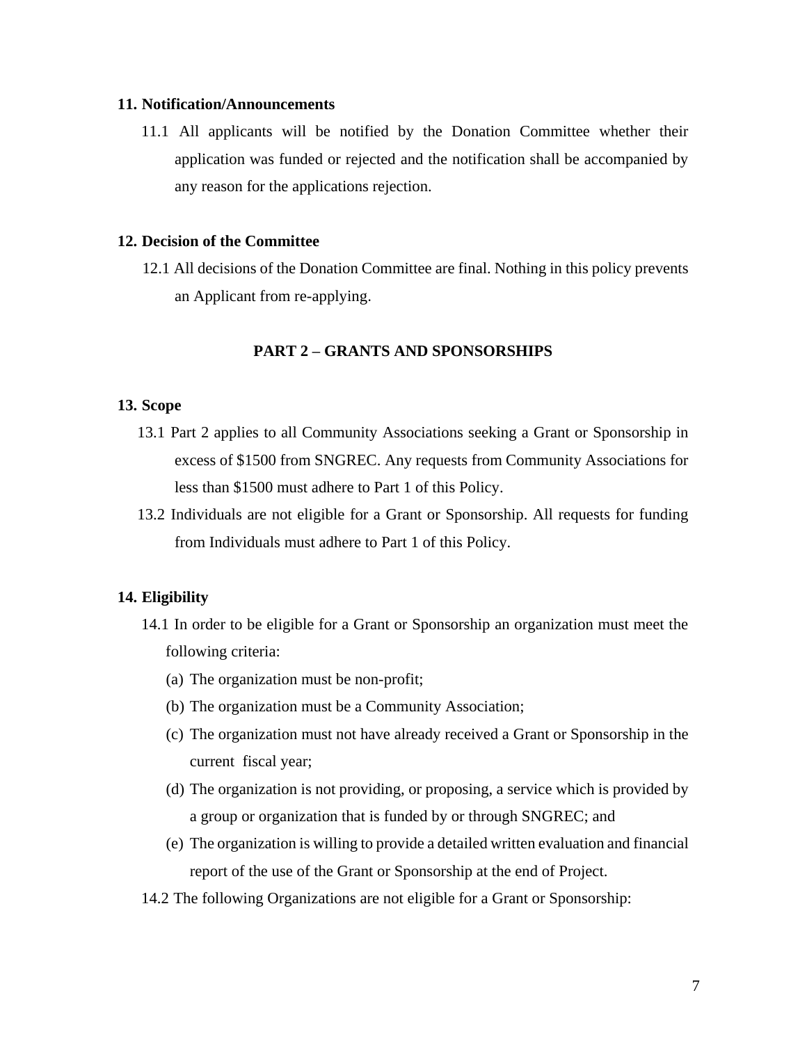## 11. Notification/Announcements

11.1 All applicants will be notified by the Donation Committee whether their application was funded or rejected and the notification shall be accompanied by any reason for the applications rejection.

## 12. Decision of the Committee

12.1 All decisions of the Donation Committee are final. Nothing in this policy prevents an Applicant from re-applying.

# PART 2 – GRANTS AND SPONSORSHIPS

## 13. Scope

13.1 Part 2 applies to all Community Associations seeking a Grant or Sponsorship in excess of $1500 from SNGREC. Any requests from Community Associations for less than $1500 must adhere to Part 1 of this Policy.

13.2 Individuals are not eligible for a Grant or Sponsorship. All requests for funding from Individuals must adhere to Part 1 of this Policy.

## 14. Eligibility

14.1 In order to be eligible for a Grant or Sponsorship an organization must meet the following criteria:

(a) The organization must be non-profit;

(b) The organization must be a Community Association;

(c) The organization must not have already received a Grant or Sponsorship in the current fiscal year;

(d) The organization is not providing, or proposing, a service which is provided by a group or organization that is funded by or through SNGREC; and

(e) The organization is willing to provide a detailed written evaluation and financial report of the use of the Grant or Sponsorship at the end of Project.

14.2 The following Organizations are not eligible for a Grant or Sponsorship: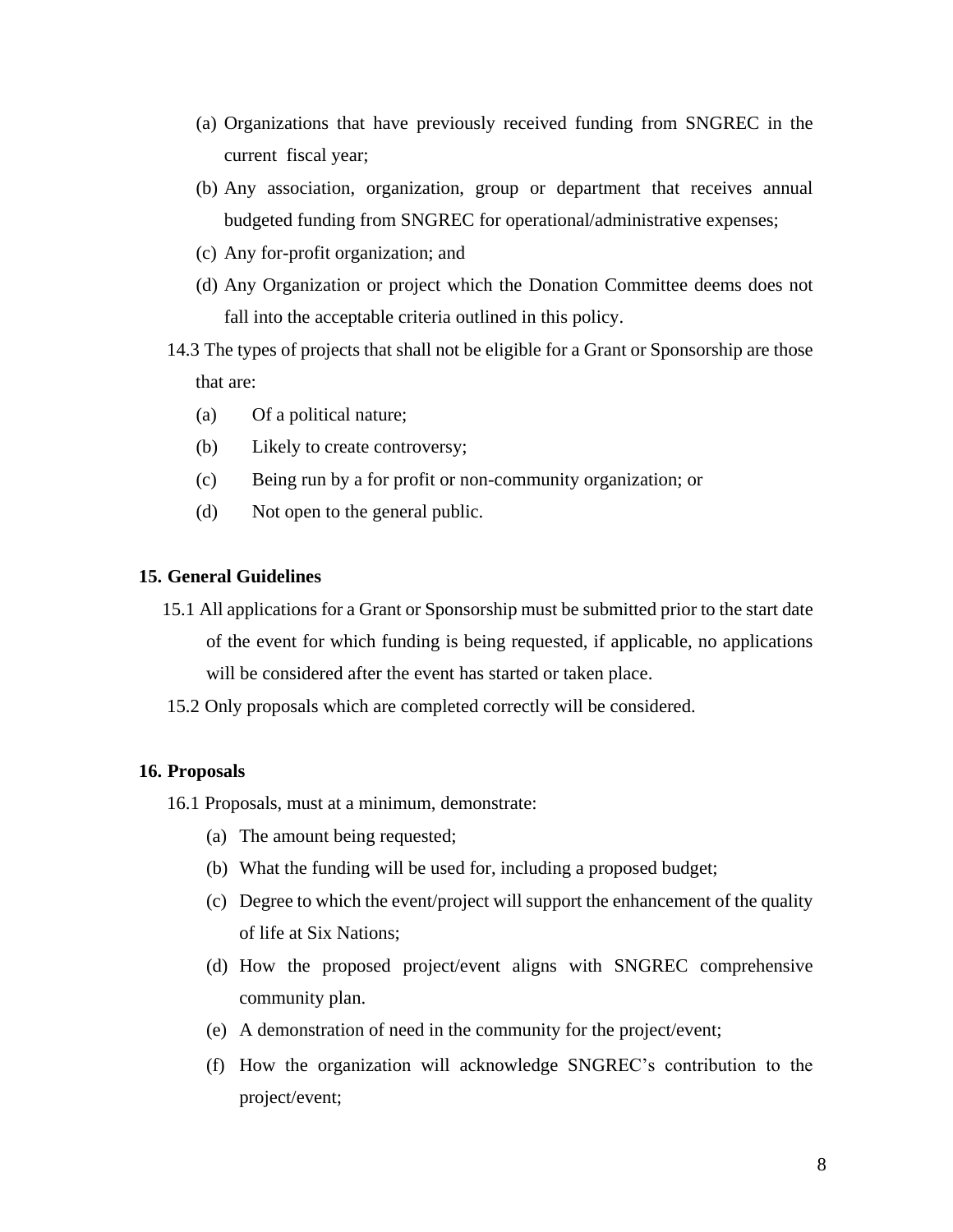(a) Organizations that have previously received funding from SNGREC in the current fiscal year;

(b) Any association, organization, group or department that receives annual budgeted funding from SNGREC for operational/administrative expenses;

(c) Any for-profit organization; and

(d) Any Organization or project which the Donation Committee deems does not fall into the acceptable criteria outlined in this policy.

14.3 The types of projects that shall not be eligible for a Grant or Sponsorship are those that are:

(a) Of a political nature;

(b) Likely to create controversy;

(c) Being run by a for profit or non-community organization; or

(d) Not open to the general public.

## 15. General Guidelines

15.1 All applications for a Grant or Sponsorship must be submitted prior to the start date of the event for which funding is being requested, if applicable, no applications will be considered after the event has started or taken place.

15.2 Only proposals which are completed correctly will be considered.

## 16. Proposals

16.1 Proposals, must at a minimum, demonstrate:

(a) The amount being requested;

(b) What the funding will be used for, including a proposed budget;

(c) Degree to which the event/project will support the enhancement of the quality of life at Six Nations;

(d) How the proposed project/event aligns with SNGREC comprehensive community plan.

(e) A demonstration of need in the community for the project/event;

(f) How the organization will acknowledge SNGREC's contribution to the project/event;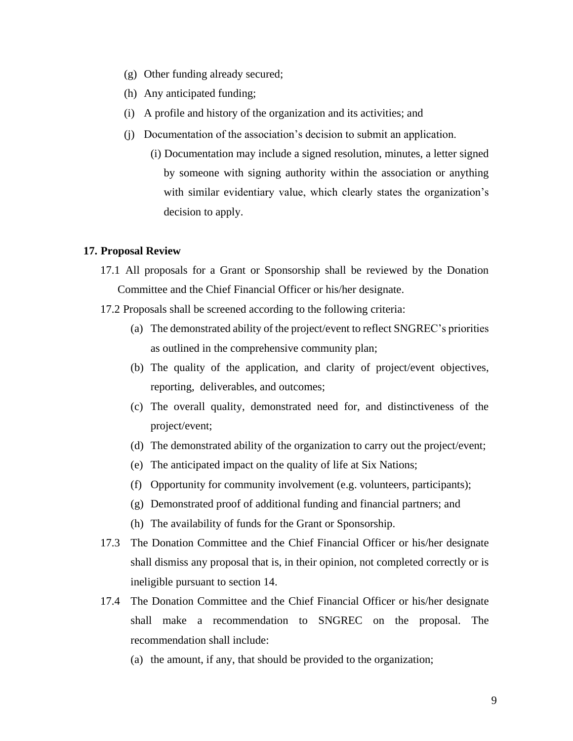(g) Other funding already secured;

(h) Any anticipated funding;

(i) A profile and history of the organization and its activities; and

(j) Documentation of the association's decision to submit an application.

   (i) Documentation may include a signed resolution, minutes, a letter signed by someone with signing authority within the association or anything with similar evidentiary value, which clearly states the organization's decision to apply.

**17. Proposal Review**

17.1 All proposals for a Grant or Sponsorship shall be reviewed by the Donation Committee and the Chief Financial Officer or his/her designate.

17.2 Proposals shall be screened according to the following criteria:

(a) The demonstrated ability of the project/event to reflect SNGREC's priorities as outlined in the comprehensive community plan;

(b) The quality of the application, and clarity of project/event objectives, reporting, deliverables, and outcomes;

(c) The overall quality, demonstrated need for, and distinctiveness of the project/event;

(d) The demonstrated ability of the organization to carry out the project/event;

(e) The anticipated impact on the quality of life at Six Nations;

(f) Opportunity for community involvement (e.g. volunteers, participants);

(g) Demonstrated proof of additional funding and financial partners; and

(h) The availability of funds for the Grant or Sponsorship.

17.3 The Donation Committee and the Chief Financial Officer or his/her designate shall dismiss any proposal that is, in their opinion, not completed correctly or is ineligible pursuant to section 14.

17.4 The Donation Committee and the Chief Financial Officer or his/her designate shall make a recommendation to SNGREC on the proposal. The recommendation shall include:

(a) the amount, if any, that should be provided to the organization;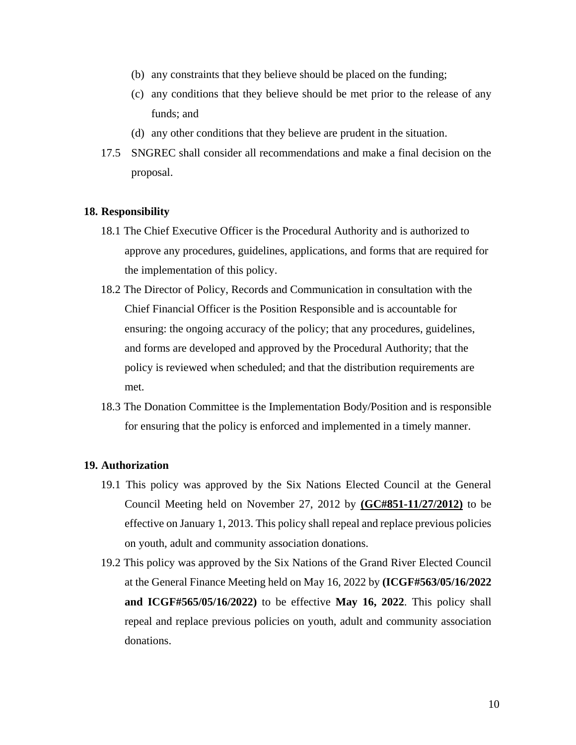(b) any constraints that they believe should be placed on the funding;

(c) any conditions that they believe should be met prior to the release of any funds; and

(d) any other conditions that they believe are prudent in the situation.

17.5 SNGREC shall consider all recommendations and make a final decision on the proposal.

**18. Responsibility**

18.1 The Chief Executive Officer is the Procedural Authority and is authorized to approve any procedures, guidelines, applications, and forms that are required for the implementation of this policy.

18.2 The Director of Policy, Records and Communication in consultation with the Chief Financial Officer is the Position Responsible and is accountable for ensuring: the ongoing accuracy of the policy; that any procedures, guidelines, and forms are developed and approved by the Procedural Authority; that the policy is reviewed when scheduled; and that the distribution requirements are met.

18.3 The Donation Committee is the Implementation Body/Position and is responsible for ensuring that the policy is enforced and implemented in a timely manner.

**19. Authorization**

19.1 This policy was approved by the Six Nations Elected Council at the General Council Meeting held on November 27, 2012 by **(GC#851-11/27/2012)** to be effective on January 1, 2013. This policy shall repeal and replace previous policies on youth, adult and community association donations.

19.2 This policy was approved by the Six Nations of the Grand River Elected Council at the General Finance Meeting held on May 16, 2022 by **(ICGF#563/05/16/2022 and ICGF#565/05/16/2022)** to be effective **May 16, 2022**. This policy shall repeal and replace previous policies on youth, adult and community association donations.